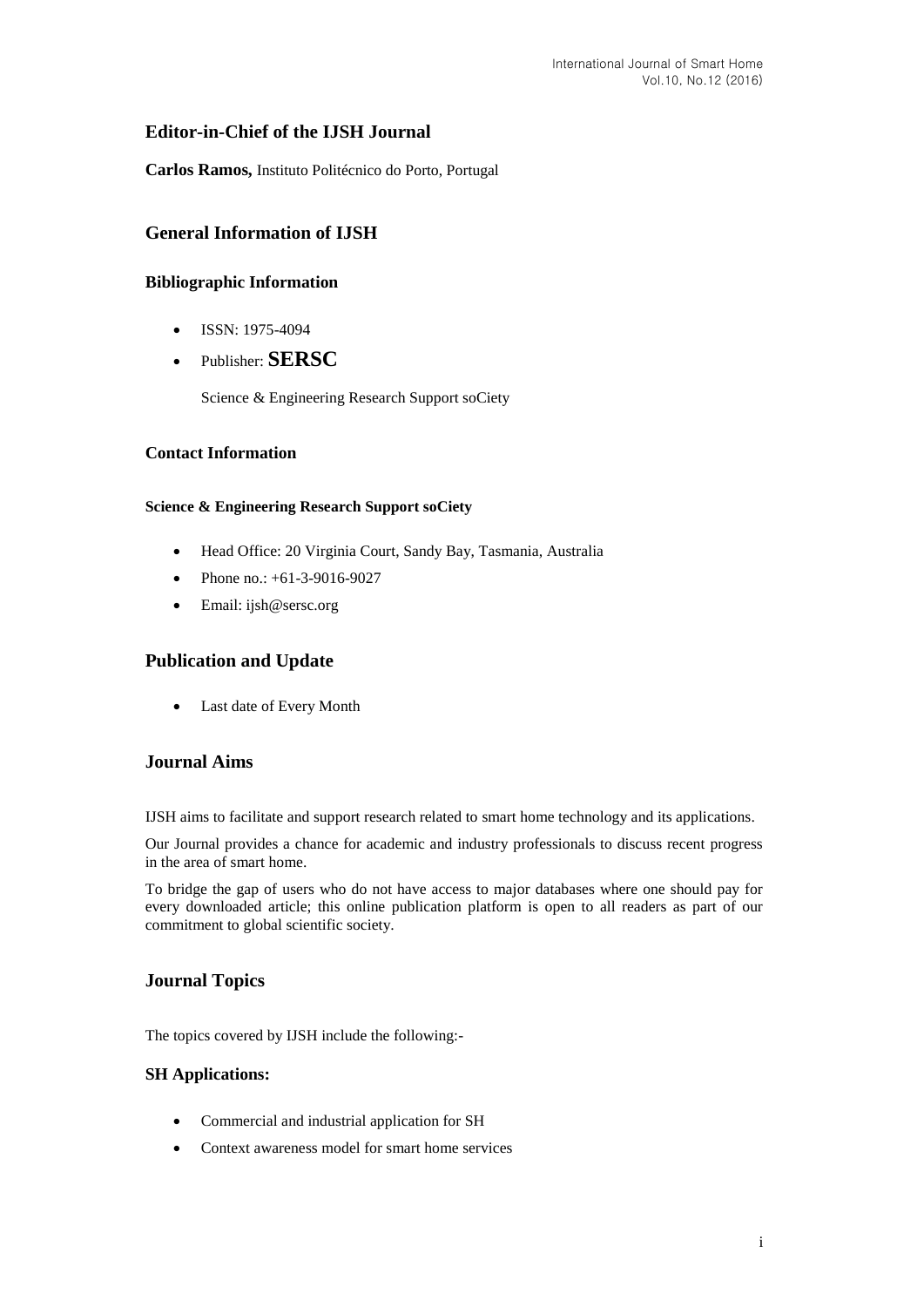## Editor-in-Chief of the IJSH Journal

**Carlos Ramos,** Instituto Politécnico do Porto, Portugal

## General Information of IJSH

### Bibliographic Information

- ISSN: 1975-4094
- Publisher: **SERSC**

  Science & Engineering Research Support soCiety

### Contact Information

#### Science & Engineering Research Support soCiety

- Head Office: 20 Virginia Court, Sandy Bay, Tasmania, Australia
- Phone no.: +61-3-9016-9027
- Email: ijsh@sersc.org

## Publication and Update

- Last date of Every Month

## Journal Aims

IJSH aims to facilitate and support research related to smart home technology and its applications.

Our Journal provides a chance for academic and industry professionals to discuss recent progress in the area of smart home.

To bridge the gap of users who do not have access to major databases where one should pay for every downloaded article; this online publication platform is open to all readers as part of our commitment to global scientific society.

## Journal Topics

The topics covered by IJSH include the following:-

### SH Applications:

- Commercial and industrial application for SH
- Context awareness model for smart home services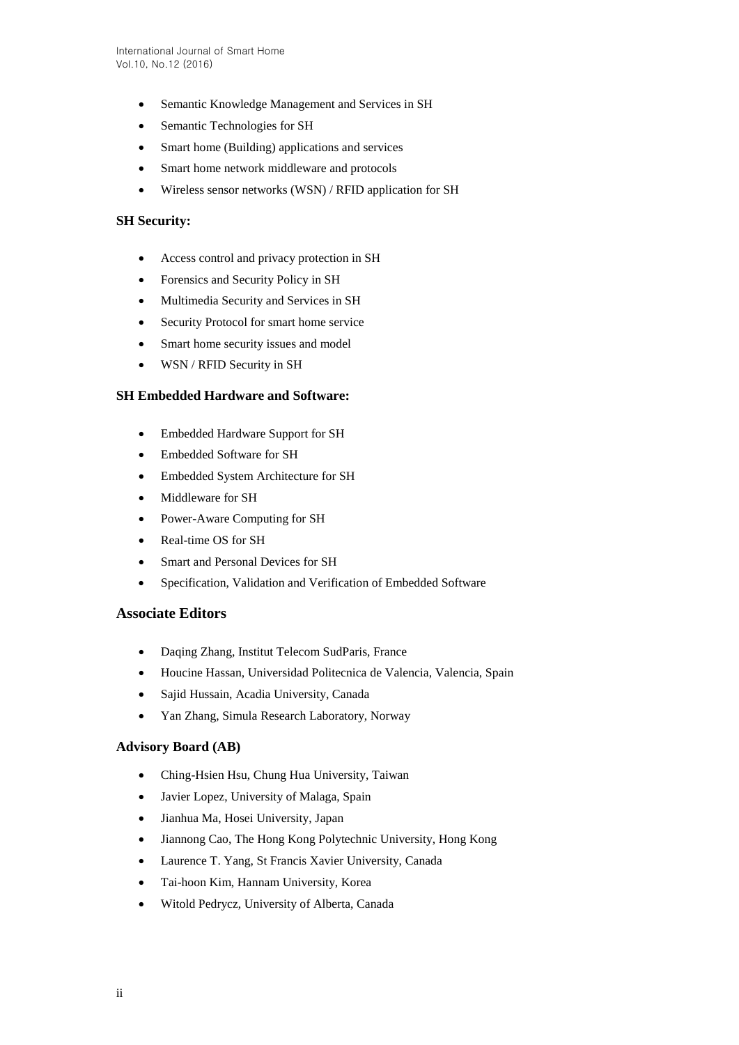- Semantic Knowledge Management and Services in SH
- Semantic Technologies for SH
- Smart home (Building) applications and services
- Smart home network middleware and protocols
- Wireless sensor networks (WSN) / RFID application for SH

### SH Security:

- Access control and privacy protection in SH
- Forensics and Security Policy in SH
- Multimedia Security and Services in SH
- Security Protocol for smart home service
- Smart home security issues and model
- WSN / RFID Security in SH

### SH Embedded Hardware and Software:

- Embedded Hardware Support for SH
- Embedded Software for SH
- Embedded System Architecture for SH
- Middleware for SH
- Power-Aware Computing for SH
- Real-time OS for SH
- Smart and Personal Devices for SH
- Specification, Validation and Verification of Embedded Software

## Associate Editors

- Daqing Zhang, Institut Telecom SudParis, France
- Houcine Hassan, Universidad Politecnica de Valencia, Valencia, Spain
- Sajid Hussain, Acadia University, Canada
- Yan Zhang, Simula Research Laboratory, Norway

### Advisory Board (AB)

- Ching-Hsien Hsu, Chung Hua University, Taiwan
- Javier Lopez, University of Malaga, Spain
- Jianhua Ma, Hosei University, Japan
- Jiannong Cao, The Hong Kong Polytechnic University, Hong Kong
- Laurence T. Yang, St Francis Xavier University, Canada
- Tai-hoon Kim, Hannam University, Korea
- Witold Pedrycz, University of Alberta, Canada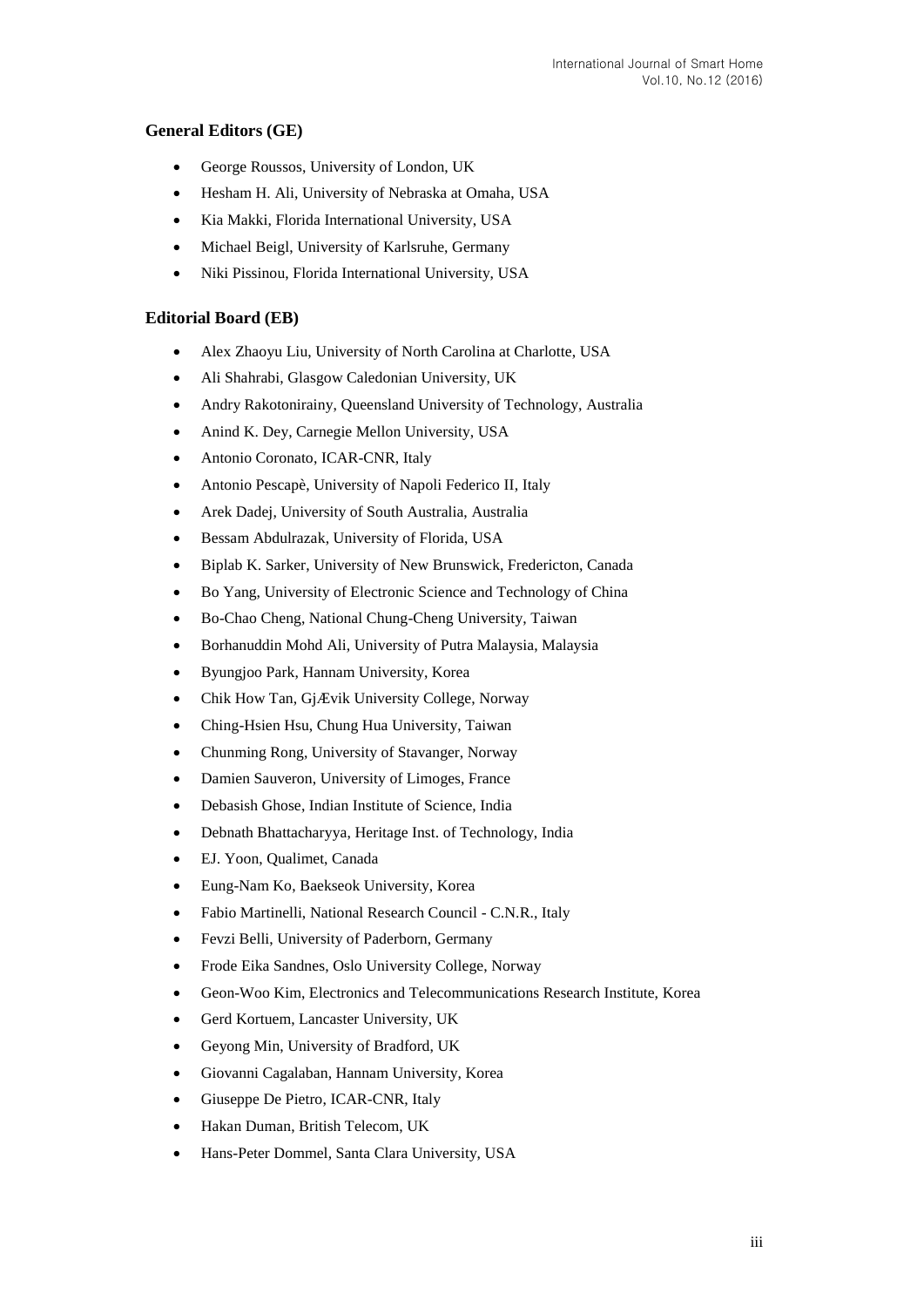### General Editors (GE)

- George Roussos, University of London, UK
- Hesham H. Ali, University of Nebraska at Omaha, USA
- Kia Makki, Florida International University, USA
- Michael Beigl, University of Karlsruhe, Germany
- Niki Pissinou, Florida International University, USA

### Editorial Board (EB)

- Alex Zhaoyu Liu, University of North Carolina at Charlotte, USA
- Ali Shahrabi, Glasgow Caledonian University, UK
- Andry Rakotonirainy, Queensland University of Technology, Australia
- Anind K. Dey, Carnegie Mellon University, USA
- Antonio Coronato, ICAR-CNR, Italy
- Antonio Pescapè, University of Napoli Federico II, Italy
- Arek Dadej, University of South Australia, Australia
- Bessam Abdulrazak, University of Florida, USA
- Biplab K. Sarker, University of New Brunswick, Fredericton, Canada
- Bo Yang, University of Electronic Science and Technology of China
- Bo-Chao Cheng, National Chung-Cheng University, Taiwan
- Borhanuddin Mohd Ali, University of Putra Malaysia, Malaysia
- Byungjoo Park, Hannam University, Korea
- Chik How Tan, GjÆvik University College, Norway
- Ching-Hsien Hsu, Chung Hua University, Taiwan
- Chunming Rong, University of Stavanger, Norway
- Damien Sauveron, University of Limoges, France
- Debasish Ghose, Indian Institute of Science, India
- Debnath Bhattacharyya, Heritage Inst. of Technology, India
- EJ. Yoon, Qualimet, Canada
- Eung-Nam Ko, Baekseok University, Korea
- Fabio Martinelli, National Research Council - C.N.R., Italy
- Fevzi Belli, University of Paderborn, Germany
- Frode Eika Sandnes, Oslo University College, Norway
- Geon-Woo Kim, Electronics and Telecommunications Research Institute, Korea
- Gerd Kortuem, Lancaster University, UK
- Geyong Min, University of Bradford, UK
- Giovanni Cagalaban, Hannam University, Korea
- Giuseppe De Pietro, ICAR-CNR, Italy
- Hakan Duman, British Telecom, UK
- Hans-Peter Dommel, Santa Clara University, USA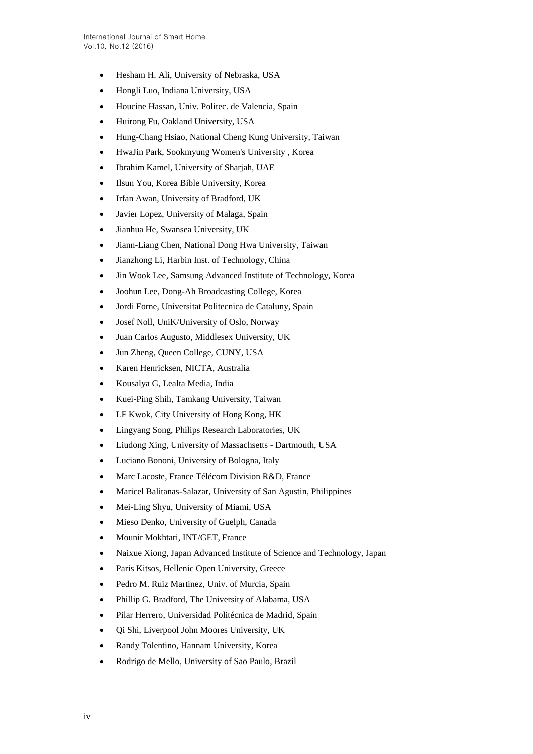- Hesham H. Ali, University of Nebraska, USA
- Hongli Luo, Indiana University, USA
- Houcine Hassan, Univ. Politec. de Valencia, Spain
- Huirong Fu, Oakland University, USA
- Hung-Chang Hsiao, National Cheng Kung University, Taiwan
- HwaJin Park, Sookmyung Women's University , Korea
- Ibrahim Kamel, University of Sharjah, UAE
- Ilsun You, Korea Bible University, Korea
- Irfan Awan, University of Bradford, UK
- Javier Lopez, University of Malaga, Spain
- Jianhua He, Swansea University, UK
- Jiann-Liang Chen, National Dong Hwa University, Taiwan
- Jianzhong Li, Harbin Inst. of Technology, China
- Jin Wook Lee, Samsung Advanced Institute of Technology, Korea
- Joohun Lee, Dong-Ah Broadcasting College, Korea
- Jordi Forne, Universitat Politecnica de Cataluny, Spain
- Josef Noll, UniK/University of Oslo, Norway
- Juan Carlos Augusto, Middlesex University, UK
- Jun Zheng, Queen College, CUNY, USA
- Karen Henricksen, NICTA, Australia
- Kousalya G, Lealta Media, India
- Kuei-Ping Shih, Tamkang University, Taiwan
- LF Kwok, City University of Hong Kong, HK
- Lingyang Song, Philips Research Laboratories, UK
- Liudong Xing, University of Massachsetts - Dartmouth, USA
- Luciano Bononi, University of Bologna, Italy
- Marc Lacoste, France Télécom Division R&D, France
- Maricel Balitanas-Salazar, University of San Agustin, Philippines
- Mei-Ling Shyu, University of Miami, USA
- Mieso Denko, University of Guelph, Canada
- Mounir Mokhtari, INT/GET, France
- Naixue Xiong, Japan Advanced Institute of Science and Technology, Japan
- Paris Kitsos, Hellenic Open University, Greece
- Pedro M. Ruiz Martinez, Univ. of Murcia, Spain
- Phillip G. Bradford, The University of Alabama, USA
- Pilar Herrero, Universidad Politécnica de Madrid, Spain
- Qi Shi, Liverpool John Moores University, UK
- Randy Tolentino, Hannam University, Korea
- Rodrigo de Mello, University of Sao Paulo, Brazil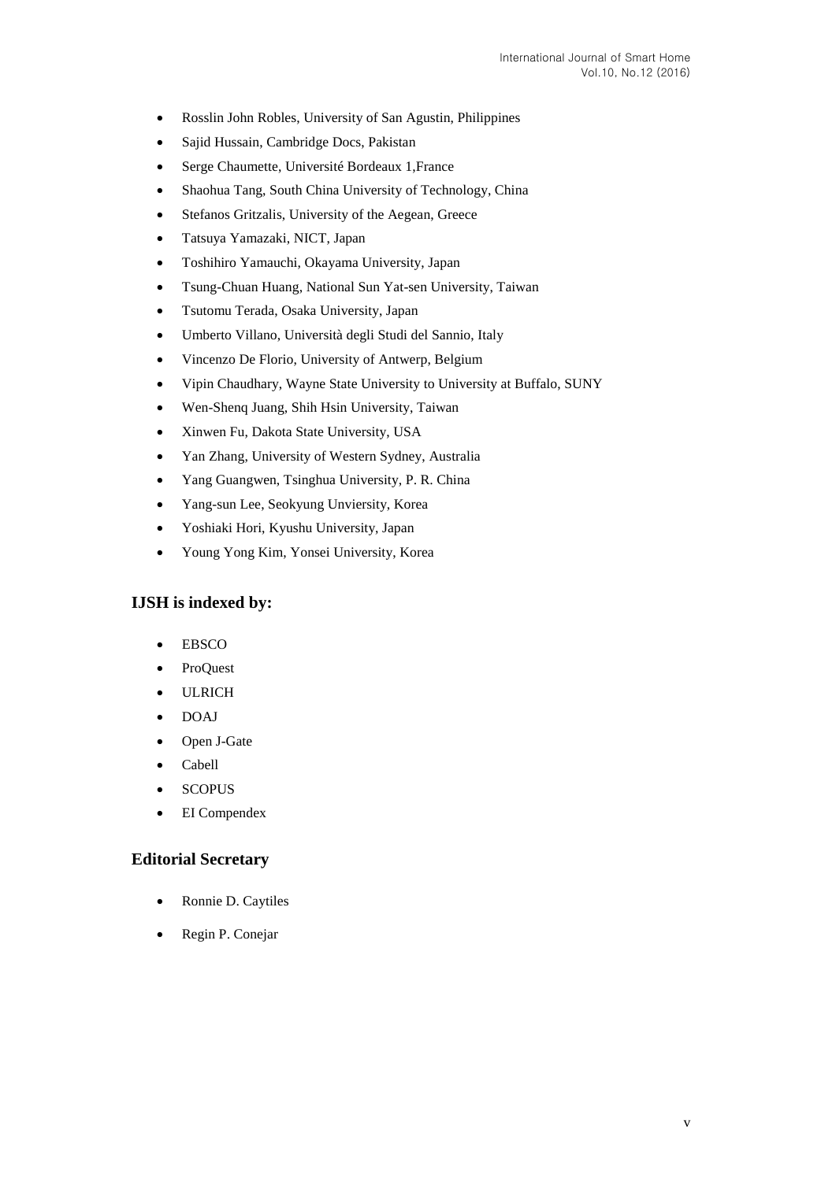- Rosslin John Robles, University of San Agustin, Philippines
- Sajid Hussain, Cambridge Docs, Pakistan
- Serge Chaumette, Université Bordeaux 1,France
- Shaohua Tang, South China University of Technology, China
- Stefanos Gritzalis, University of the Aegean, Greece
- Tatsuya Yamazaki, NICT, Japan
- Toshihiro Yamauchi, Okayama University, Japan
- Tsung-Chuan Huang, National Sun Yat-sen University, Taiwan
- Tsutomu Terada, Osaka University, Japan
- Umberto Villano, Università degli Studi del Sannio, Italy
- Vincenzo De Florio, University of Antwerp, Belgium
- Vipin Chaudhary, Wayne State University to University at Buffalo, SUNY
- Wen-Shenq Juang, Shih Hsin University, Taiwan
- Xinwen Fu, Dakota State University, USA
- Yan Zhang, University of Western Sydney, Australia
- Yang Guangwen, Tsinghua University, P. R. China
- Yang-sun Lee, Seokyung Unviersity, Korea
- Yoshiaki Hori, Kyushu University, Japan
- Young Yong Kim, Yonsei University, Korea

### IJSH is indexed by:

- EBSCO
- ProQuest
- ULRICH
- DOAJ
- Open J-Gate
- Cabell
- SCOPUS
- EI Compendex

### Editorial Secretary

- Ronnie D. Caytiles
- Regin P. Conejar